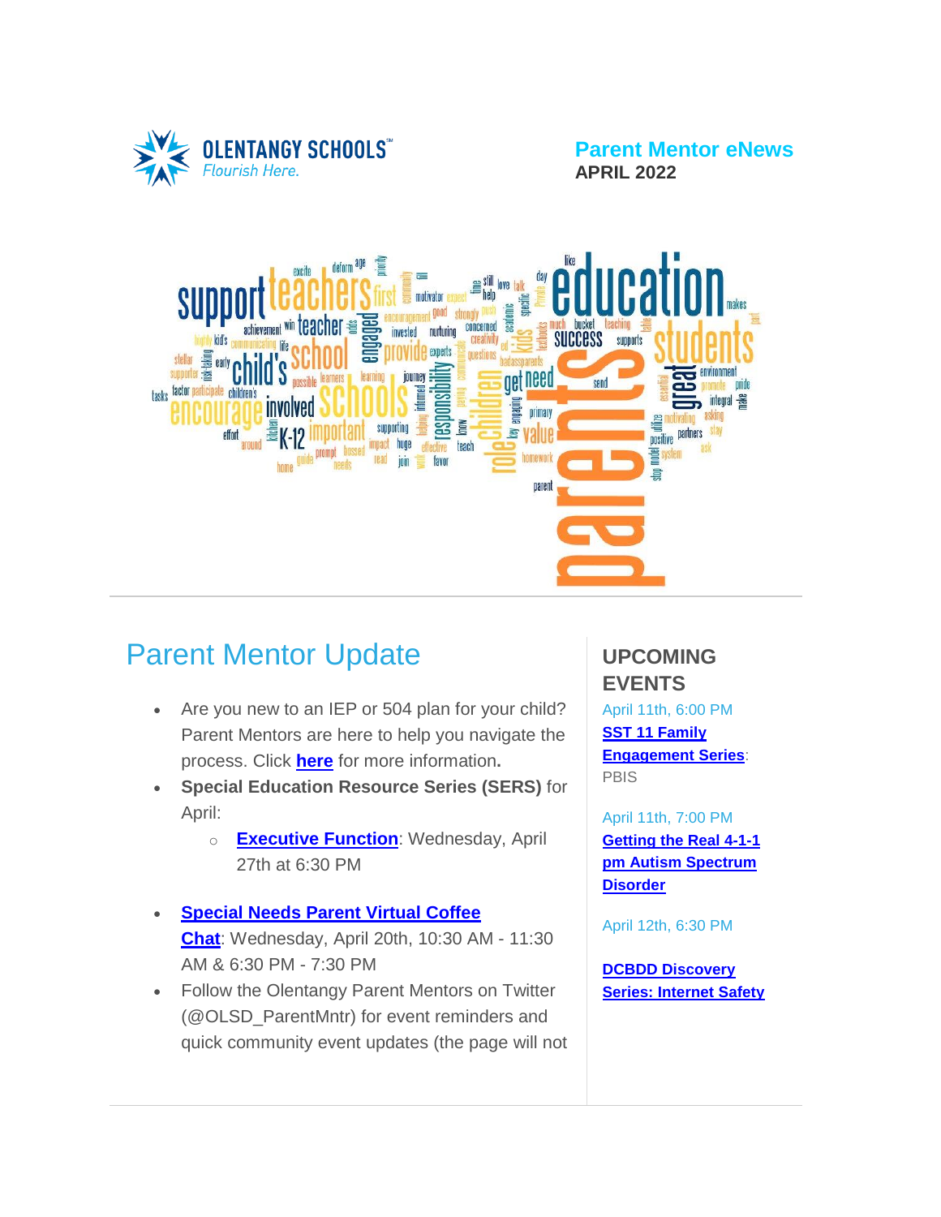OLENTANGY SCHOOLS
Flourish Here.

**Parent Mentor eNews**
**APRIL 2022**

## Parent Mentor Update

- Are you new to an IEP or 504 plan for your child? Parent Mentors are here to help you navigate the process. Click **here** for more information**.**
- **Special Education Resource Series (SERS)** for April:
  - **Executive Function**: Wednesday, April 27th at 6:30 PM
- **Special Needs Parent Virtual Coffee Chat**: Wednesday, April 20th, 10:30 AM - 11:30 AM & 6:30 PM - 7:30 PM
- Follow the Olentangy Parent Mentors on Twitter (@OLSD_ParentMntr) for event reminders and quick community event updates (the page will not

## UPCOMING EVENTS

April 11th, 6:00 PM
**SST 11 Family Engagement Series**: PBIS

April 11th, 7:00 PM
**Getting the Real 4-1-1 pm Autism Spectrum Disorder**

April 12th, 6:30 PM

**DCBDD Discovery Series: Internet Safety**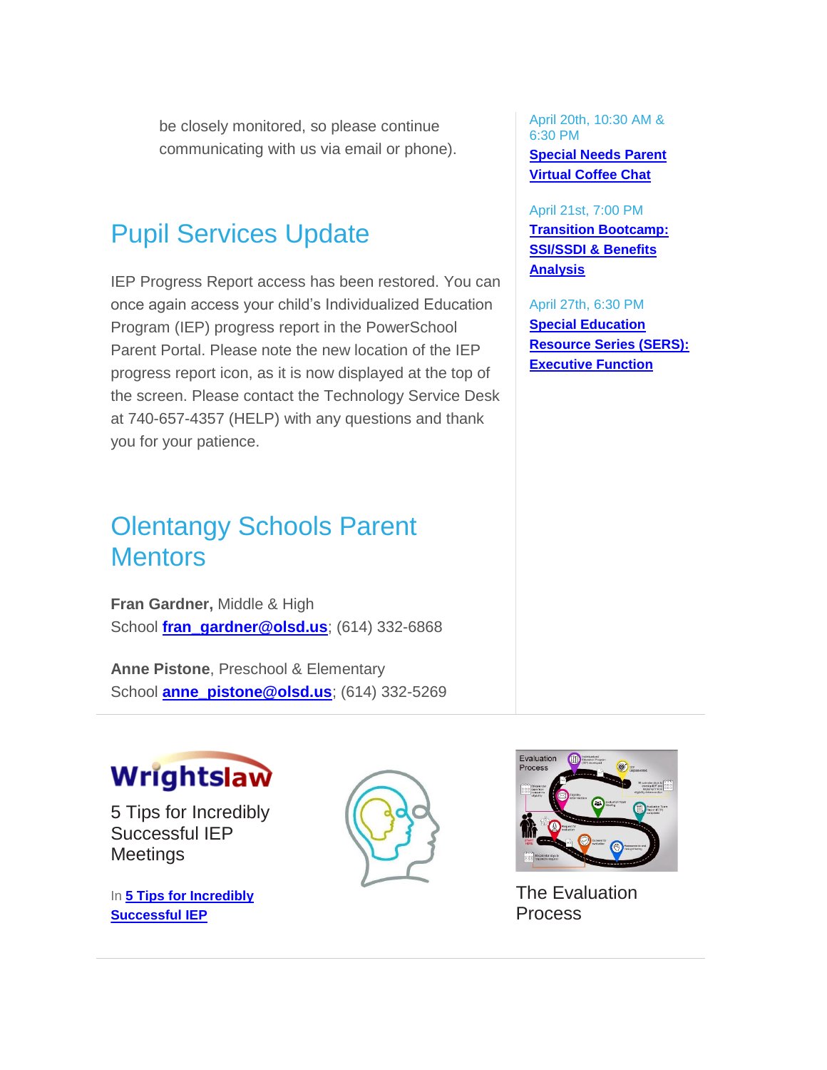be closely monitored, so please continue communicating with us via email or phone).

## Pupil Services Update

IEP Progress Report access has been restored. You can once again access your child's Individualized Education Program (IEP) progress report in the PowerSchool Parent Portal. Please note the new location of the IEP progress report icon, as it is now displayed at the top of the screen. Please contact the Technology Service Desk at 740-657-4357 (HELP) with any questions and thank you for your patience.

## Olentangy Schools Parent Mentors

**Fran Gardner,** Middle & High School **fran_gardner@olsd.us**; (614) 332-6868

**Anne Pistone**, Preschool & Elementary School **anne_pistone@olsd.us**; (614) 332-5269

April 20th, 10:30 AM & 6:30 PM
**Special Needs Parent Virtual Coffee Chat**

April 21st, 7:00 PM
**Transition Bootcamp: SSI/SSDI & Benefits Analysis**

April 27th, 6:30 PM
**Special Education Resource Series (SERS): Executive Function**

Wrightslaw

5 Tips for Incredibly Successful IEP Meetings

In **5 Tips for Incredibly Successful IEP**

The Evaluation Process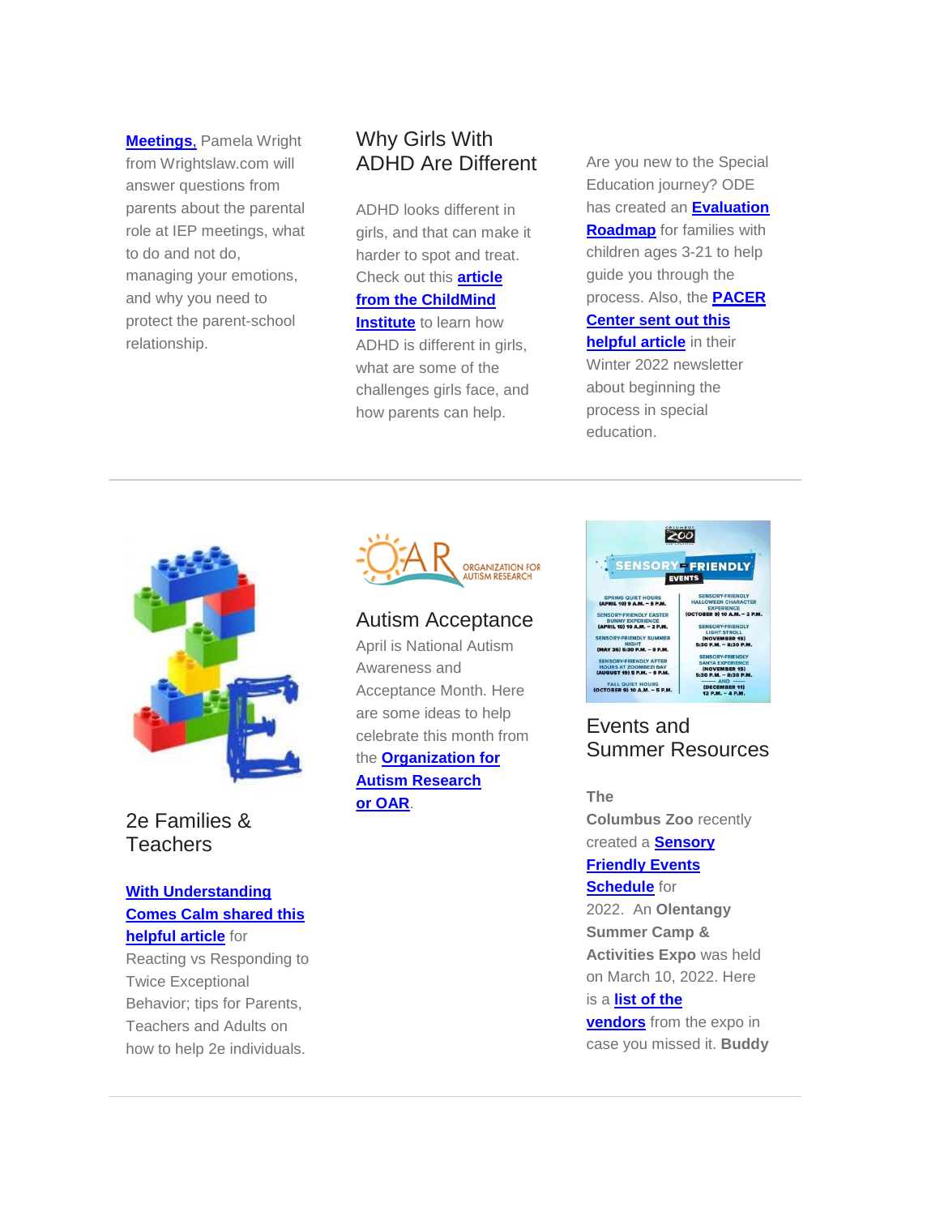**Meetings,** Pamela Wright from Wrightslaw.com will answer questions from parents about the parental role at IEP meetings, what to do and not do, managing your emotions, and why you need to protect the parent-school relationship.

## Why Girls With ADHD Are Different

ADHD looks different in girls, and that can make it harder to spot and treat. Check out this **article from the ChildMind Institute** to learn how ADHD is different in girls, what are some of the challenges girls face, and how parents can help.

Are you new to the Special Education journey? ODE has created an **Evaluation Roadmap** for families with children ages 3-21 to help guide you through the process. Also, the **PACER Center sent out this helpful article** in their Winter 2022 newsletter about beginning the process in special education.

---

## 2e Families & Teachers

**With Understanding Comes Calm shared this helpful article** for Reacting vs Responding to Twice Exceptional Behavior; tips for Parents, Teachers and Adults on how to help 2e individuals.

## Autism Acceptance

April is National Autism Awareness and Acceptance Month. Here are some ideas to help celebrate this month from the **Organization for Autism Research or OAR**.

## Events and Summer Resources

**The Columbus Zoo** recently created a **Sensory Friendly Events Schedule** for 2022. An **Olentangy Summer Camp & Activities Expo** was held on March 10, 2022. Here is a **list of the vendors** from the expo in case you missed it. **Buddy**

---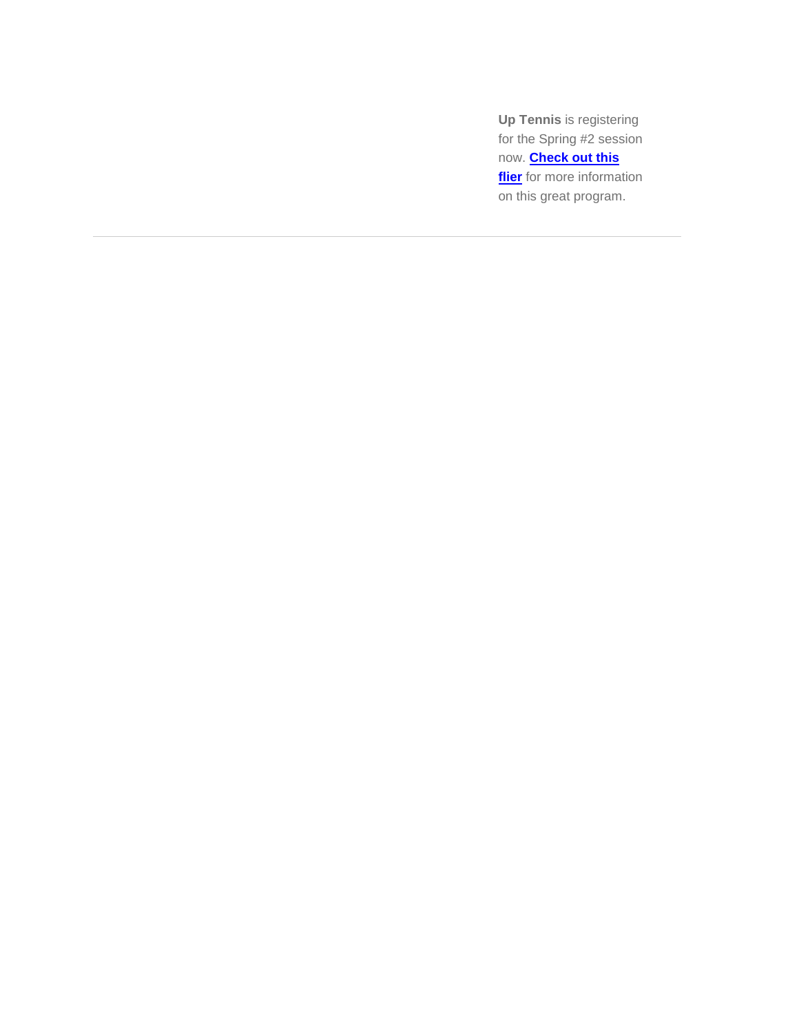**Up Tennis** is registering for the Spring #2 session now. **Check out this flier** for more information on this great program.

---